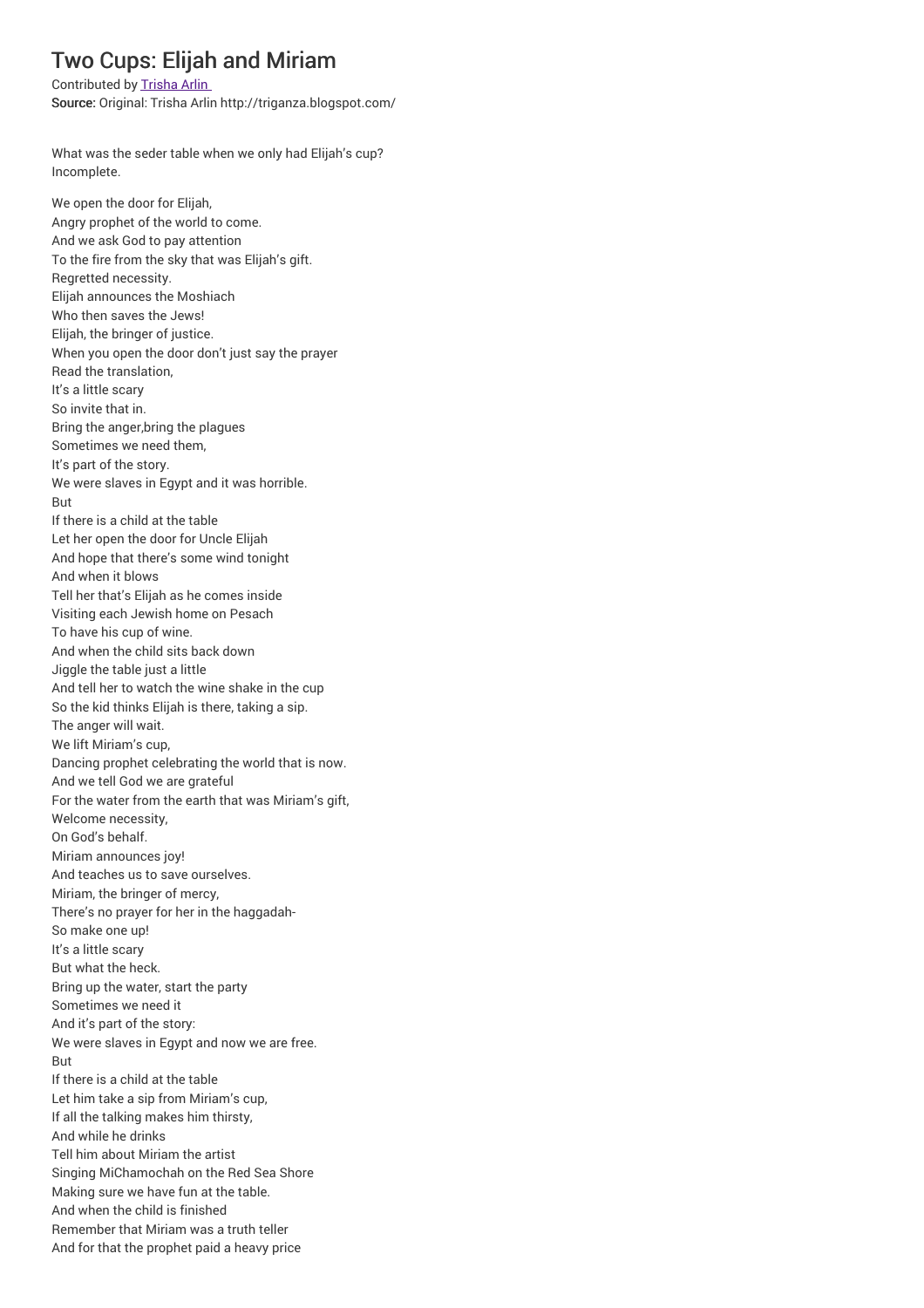# Two Cups: Elijah and Miriam

Contributed by [Trisha Arlin]
**Source:** Original: Trisha Arlin http://triganza.blogspot.com/

What was the seder table when we only had Elijah's cup?
Incomplete.

We open the door for Elijah,
Angry prophet of the world to come.
And we ask God to pay attention
To the fire from the sky that was Elijah's gift.
Regretted necessity.
Elijah announces the Moshiach
Who then saves the Jews!
Elijah, the bringer of justice.
When you open the door don't just say the prayer
Read the translation,
It's a little scary
So invite that in.
Bring the anger,bring the plagues
Sometimes we need them,
It's part of the story.
We were slaves in Egypt and it was horrible.
But
If there is a child at the table
Let her open the door for Uncle Elijah
And hope that there's some wind tonight
And when it blows
Tell her that's Elijah as he comes inside
Visiting each Jewish home on Pesach
To have his cup of wine.
And when the child sits back down
Jiggle the table just a little
And tell her to watch the wine shake in the cup
So the kid thinks Elijah is there, taking a sip.
The anger will wait.
We lift Miriam's cup,
Dancing prophet celebrating the world that is now.
And we tell God we are grateful
For the water from the earth that was Miriam's gift,
Welcome necessity,
On God's behalf.
Miriam announces joy!
And teaches us to save ourselves.
Miriam, the bringer of mercy,
There's no prayer for her in the haggadah-
So make one up!
It's a little scary
But what the heck.
Bring up the water, start the party
Sometimes we need it
And it's part of the story:
We were slaves in Egypt and now we are free.
But
If there is a child at the table
Let him take a sip from Miriam's cup,
If all the talking makes him thirsty,
And while he drinks
Tell him about Miriam the artist
Singing MiChamochah on the Red Sea Shore
Making sure we have fun at the table.
And when the child is finished
Remember that Miriam was a truth teller
And for that the prophet paid a heavy price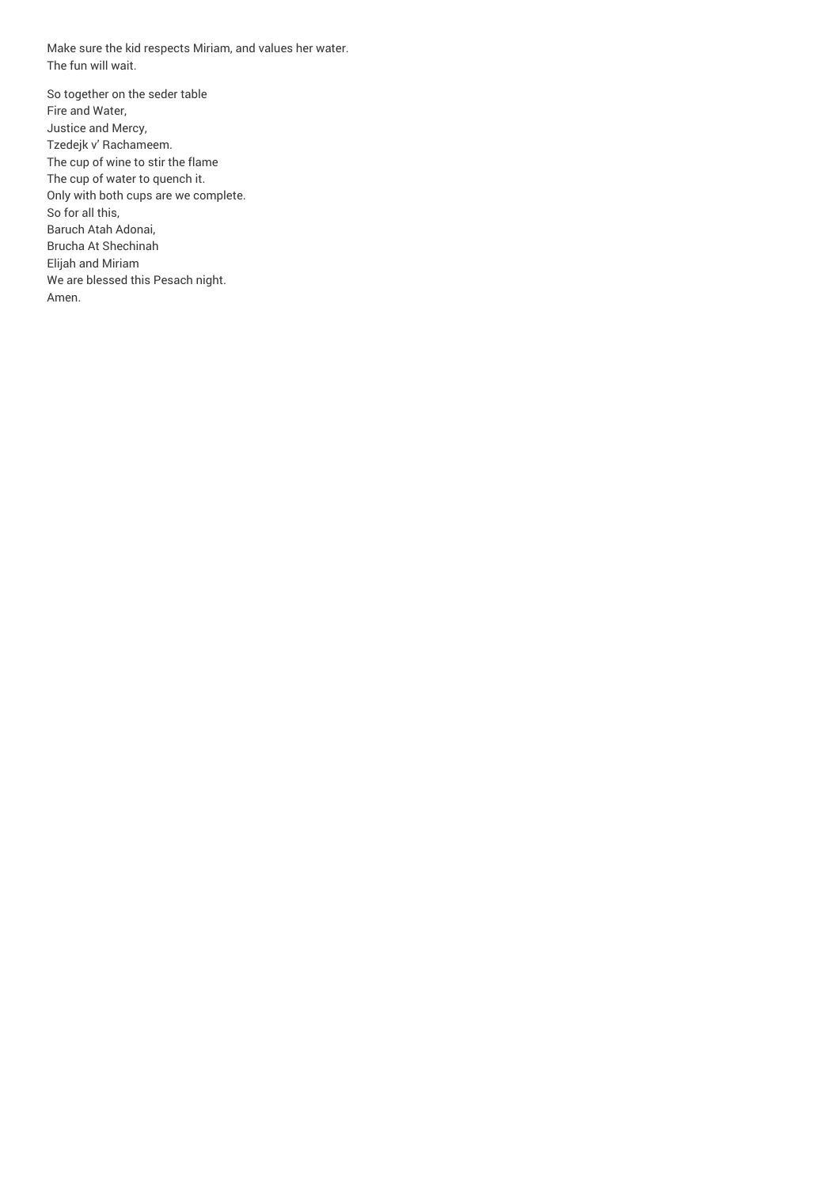Make sure the kid respects Miriam, and values her water.
The fun will wait.

So together on the seder table
Fire and Water,
Justice and Mercy,
Tzedejk v' Rachameem.
The cup of wine to stir the flame
The cup of water to quench it.
Only with both cups are we complete.
So for all this,
Baruch Atah Adonai,
Brucha At Shechinah
Elijah and Miriam
We are blessed this Pesach night.
Amen.